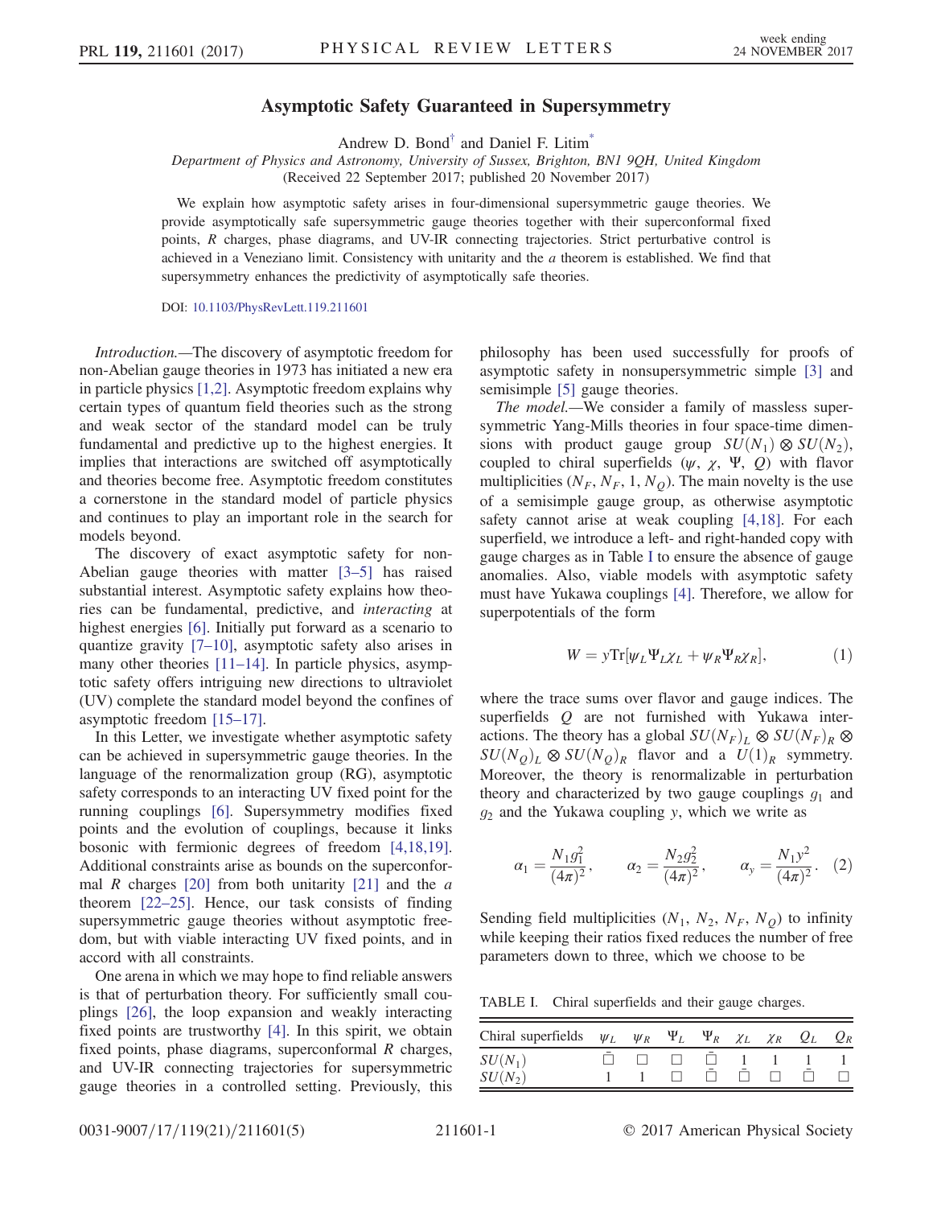# Asymptotic Safety Guaranteed in Supersymmetry

Andrew D. Bond[†] and Daniel F. Litim[*]

*Department of Physics and Astronomy, University of Sussex, Brighton, BN1 9QH, United Kingdom*
(Received 22 September 2017; published 20 November 2017)

We explain how asymptotic safety arises in four-dimensional supersymmetric gauge theories. We provide asymptotically safe supersymmetric gauge theories together with their superconformal fixed points, $R$ charges, phase diagrams, and UV-IR connecting trajectories. Strict perturbative control is achieved in a Veneziano limit. Consistency with unitarity and the $a$ theorem is established. We find that supersymmetry enhances the predictivity of asymptotically safe theories.

DOI: 10.1103/PhysRevLett.119.211601

*Introduction.*—The discovery of asymptotic freedom for non-Abelian gauge theories in 1973 has initiated a new era in particle physics [1,2]. Asymptotic freedom explains why certain types of quantum field theories such as the strong and weak sector of the standard model can be truly fundamental and predictive up to the highest energies. It implies that interactions are switched off asymptotically and theories become free. Asymptotic freedom constitutes a cornerstone in the standard model of particle physics and continues to play an important role in the search for models beyond.

The discovery of exact asymptotic safety for non-Abelian gauge theories with matter [3–5] has raised substantial interest. Asymptotic safety explains how theories can be fundamental, predictive, and *interacting* at highest energies [6]. Initially put forward as a scenario to quantize gravity [7–10], asymptotic safety also arises in many other theories [11–14]. In particle physics, asymptotic safety offers intriguing new directions to ultraviolet (UV) complete the standard model beyond the confines of asymptotic freedom [15–17].

In this Letter, we investigate whether asymptotic safety can be achieved in supersymmetric gauge theories. In the language of the renormalization group (RG), asymptotic safety corresponds to an interacting UV fixed point for the running couplings [6]. Supersymmetry modifies fixed points and the evolution of couplings, because it links bosonic with fermionic degrees of freedom [4,18,19]. Additional constraints arise as bounds on the superconformal $R$ charges [20] from both unitarity [21] and the $a$ theorem [22–25]. Hence, our task consists of finding supersymmetric gauge theories without asymptotic freedom, but with viable interacting UV fixed points, and in accord with all constraints.

One arena in which we may hope to find reliable answers is that of perturbation theory. For sufficiently small couplings [26], the loop expansion and weakly interacting fixed points are trustworthy [4]. In this spirit, we obtain fixed points, phase diagrams, superconformal $R$ charges, and UV-IR connecting trajectories for supersymmetric gauge theories in a controlled setting. Previously, this philosophy has been used successfully for proofs of asymptotic safety in nonsupersymmetric simple [3] and semisimple [5] gauge theories.

*The model.*—We consider a family of massless supersymmetric Yang-Mills theories in four space-time dimensions with product gauge group $SU(N_1)\otimes SU(N_2)$, coupled to chiral superfields ($\psi$, $\chi$, $\Psi$, $Q$) with flavor multiplicities ($N_F$, $N_F$, 1, $N_Q$). The main novelty is the use of a semisimple gauge group, as otherwise asymptotic safety cannot arise at weak coupling [4,18]. For each superfield, we introduce a left- and right-handed copy with gauge charges as in Table I to ensure the absence of gauge anomalies. Also, viable models with asymptotic safety must have Yukawa couplings [4]. Therefore, we allow for superpotentials of the form

$$W = y\mathrm{Tr}[\psi_L\Psi_L\chi_L + \psi_R\Psi_R\chi_R], \tag{1}$$

where the trace sums over flavor and gauge indices. The superfields $Q$ are not furnished with Yukawa interactions. The theory has a global $SU(N_F)_L\otimes SU(N_F)_R\otimes SU(N_Q)_L\otimes SU(N_Q)_R$ flavor and a $U(1)_R$ symmetry. Moreover, the theory is renormalizable in perturbation theory and characterized by two gauge couplings $g_1$ and $g_2$ and the Yukawa coupling $y$, which we write as

$$\alpha_1 = \frac{N_1 g_1^2}{(4\pi)^2},\qquad \alpha_2 = \frac{N_2 g_2^2}{(4\pi)^2},\qquad \alpha_y = \frac{N_1 y^2}{(4\pi)^2}. \tag{2}$$

Sending field multiplicities ($N_1$, $N_2$, $N_F$, $N_Q$) to infinity while keeping their ratios fixed reduces the number of free parameters down to three, which we choose to be

TABLE I. Chiral superfields and their gauge charges.

| Chiral superfields | $\psi_L$ | $\psi_R$ | $\Psi_L$ | $\Psi_R$ | $\chi_L$ | $\chi_R$ | $Q_L$ | $Q_R$ |
|---|---|---|---|---|---|---|---|---|
| $SU(N_1)$ | $\bar{\square}$ | $\square$ | $\square$ | $\bar{\square}$ | 1 | 1 | 1 | 1 |
| $SU(N_2)$ | 1 | 1 | $\square$ | $\bar{\square}$ | $\bar{\square}$ | $\square$ | $\bar{\square}$ | $\square$ |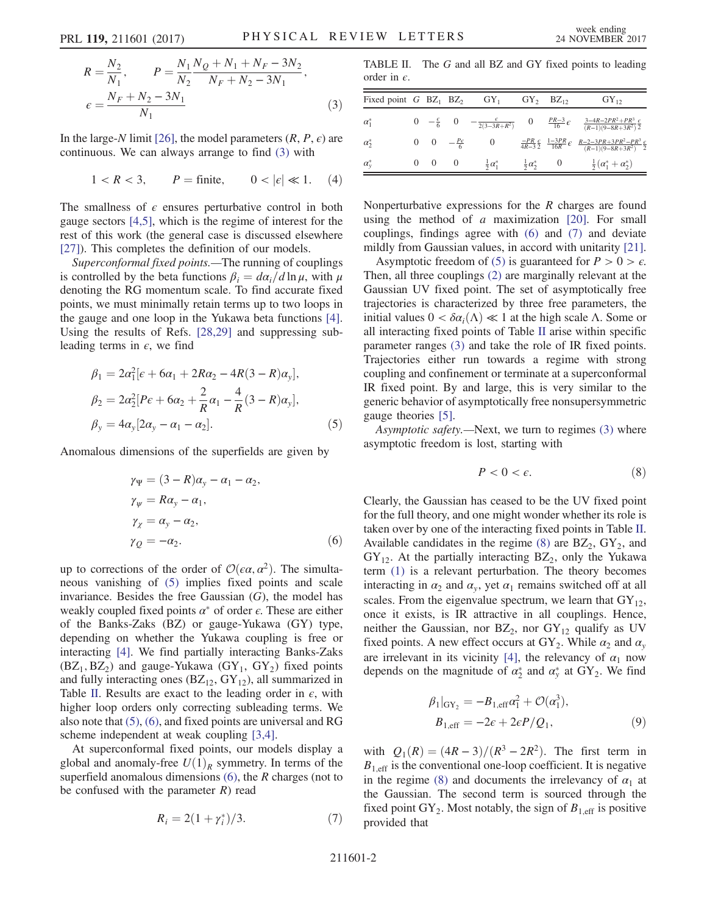$$R = \frac{N_2}{N_1}, \qquad P = \frac{N_1}{N_2} \frac{N_Q + N_1 + N_F - 3N_2}{N_F + N_2 - 3N_1},$$

$$\epsilon = \frac{N_F + N_2 - 3N_1}{N_1} \tag{3}$$

In the large-$N$ limit [26], the model parameters $(R, P, \epsilon)$ are continuous. We can always arrange to find (3) with

$$1 < R < 3, \qquad P = \text{finite}, \qquad 0 < |\epsilon| \ll 1. \tag{4}$$

The smallness of $\epsilon$ ensures perturbative control in both gauge sectors [4,5], which is the regime of interest for the rest of this work (the general case is discussed elsewhere [27]). This completes the definition of our models.

*Superconformal fixed points.*—The running of couplings is controlled by the beta functions $\beta_i = d\alpha_i/d\ln\mu$, with $\mu$ denoting the RG momentum scale. To find accurate fixed points, we must minimally retain terms up to two loops in the gauge and one loop in the Yukawa beta functions [4]. Using the results of Refs. [28,29] and suppressing subleading terms in $\epsilon$, we find

$$\beta_1 = 2\alpha_1^2[\epsilon + 6\alpha_1 + 2R\alpha_2 - 4R(3-R)\alpha_y],$$

$$\beta_2 = 2\alpha_2^2\left[P\epsilon + 6\alpha_2 + \frac{2}{R}\alpha_1 - \frac{4}{R}(3-R)\alpha_y\right],$$

$$\beta_y = 4\alpha_y[2\alpha_y - \alpha_1 - \alpha_2]. \tag{5}$$

Anomalous dimensions of the superfields are given by

$$\gamma_\Psi = (3-R)\alpha_y - \alpha_1 - \alpha_2,$$

$$\gamma_\psi = R\alpha_y - \alpha_1,$$

$$\gamma_\chi = \alpha_y - \alpha_2,$$

$$\gamma_Q = -\alpha_2. \tag{6}$$

up to corrections of the order of $\mathcal{O}(\epsilon\alpha, \alpha^2)$. The simultaneous vanishing of (5) implies fixed points and scale invariance. Besides the free Gaussian ($G$), the model has weakly coupled fixed points $\alpha^*$ of order $\epsilon$. These are either of the Banks-Zaks (BZ) or gauge-Yukawa (GY) type, depending on whether the Yukawa coupling is free or interacting [4]. We find partially interacting Banks-Zaks ($\text{BZ}_1, \text{BZ}_2$) and gauge-Yukawa ($\text{GY}_1, \text{GY}_2$) fixed points and fully interacting ones ($\text{BZ}_{12}, \text{GY}_{12}$), all summarized in Table II. Results are exact to the leading order in $\epsilon$, with higher loop orders only correcting subleading terms. We also note that (5), (6), and fixed points are universal and RG scheme independent at weak coupling [3,4].

At superconformal fixed points, our models display a global and anomaly-free $U(1)_R$ symmetry. In terms of the superfield anomalous dimensions (6), the $R$ charges (not to be confused with the parameter $R$) read

$$R_i = 2(1 + \gamma_i^*)/3. \tag{7}$$

TABLE II. The $G$ and all BZ and GY fixed points to leading order in $\epsilon$.

| Fixed point | $G$ | $\text{BZ}_1$ | $\text{BZ}_2$ | $\text{GY}_1$ | $\text{GY}_2$ | $\text{BZ}_{12}$ | $\text{GY}_{12}$ |
|---|---|---|---|---|---|---|---|
| $\alpha_1^*$ | 0 | $-\frac{\epsilon}{6}$ | 0 | $-\frac{\epsilon}{2(3-3R+R^2)}$ | 0 | $\frac{PR-3}{16}\epsilon$ | $\frac{3-4R-2PR^2+PR^3}{(R-1)(9-8R+3R^2)}\frac{\epsilon}{2}$ |
| $\alpha_2^*$ | 0 | 0 | $-\frac{P\epsilon}{6}$ | 0 | $\frac{-PR}{4R-3}\frac{\epsilon}{2}$ | $\frac{1-3PR}{16R}\epsilon$ | $\frac{R-2-3PR+3PR^2-PR^3}{(R-1)(9-8R+3R^2)}\frac{\epsilon}{2}$ |
| $\alpha_y^*$ | 0 | 0 | 0 | $\frac{1}{2}\alpha_1^*$ | $\frac{1}{2}\alpha_2^*$ | 0 | $\frac{1}{2}(\alpha_1^* + \alpha_2^*)$ |

Nonperturbative expressions for the $R$ charges are found using the method of $a$ maximization [20]. For small couplings, findings agree with (6) and (7) and deviate mildly from Gaussian values, in accord with unitarity [21].

Asymptotic freedom of (5) is guaranteed for $P > 0 > \epsilon$. Then, all three couplings (2) are marginally relevant at the Gaussian UV fixed point. The set of asymptotically free trajectories is characterized by three free parameters, the initial values $0 < \delta\alpha_i(\Lambda) \ll 1$ at the high scale $\Lambda$. Some or all interacting fixed points of Table II arise within specific parameter ranges (3) and take the role of IR fixed points. Trajectories either run towards a regime with strong coupling and confinement or terminate at a superconformal IR fixed point. By and large, this is very similar to the generic behavior of asymptotically free nonsupersymmetric gauge theories [5].

*Asymptotic safety.*—Next, we turn to regimes (3) where asymptotic freedom is lost, starting with

$$P < 0 < \epsilon. \tag{8}$$

Clearly, the Gaussian has ceased to be the UV fixed point for the full theory, and one might wonder whether its role is taken over by one of the interacting fixed points in Table II. Available candidates in the regime (8) are $\text{BZ}_2$, $\text{GY}_2$, and $\text{GY}_{12}$. At the partially interacting $\text{BZ}_2$, only the Yukawa term (1) is a relevant perturbation. The theory becomes interacting in $\alpha_2$ and $\alpha_y$, yet $\alpha_1$ remains switched off at all scales. From the eigenvalue spectrum, we learn that $\text{GY}_{12}$, once it exists, is IR attractive in all couplings. Hence, neither the Gaussian, nor $\text{BZ}_2$, nor $\text{GY}_{12}$ qualify as UV fixed points. A new effect occurs at $\text{GY}_2$. While $\alpha_2$ and $\alpha_y$ are irrelevant in its vicinity [4], the relevancy of $\alpha_1$ now depends on the magnitude of $\alpha_2^*$ and $\alpha_y^*$ at $\text{GY}_2$. We find

$$\beta_1|_{\text{GY}_2} = -B_{1,\text{eff}}\alpha_1^2 + \mathcal{O}(\alpha_1^3),$$

$$B_{1,\text{eff}} = -2\epsilon + 2\epsilon P/Q_1, \tag{9}$$

with $Q_1(R) = (4R-3)/(R^3 - 2R^2)$. The first term in $B_{1,\text{eff}}$ is the conventional one-loop coefficient. It is negative in the regime (8) and documents the irrelevancy of $\alpha_1$ at the Gaussian. The second term is sourced through the fixed point $\text{GY}_2$. Most notably, the sign of $B_{1,\text{eff}}$ is positive provided that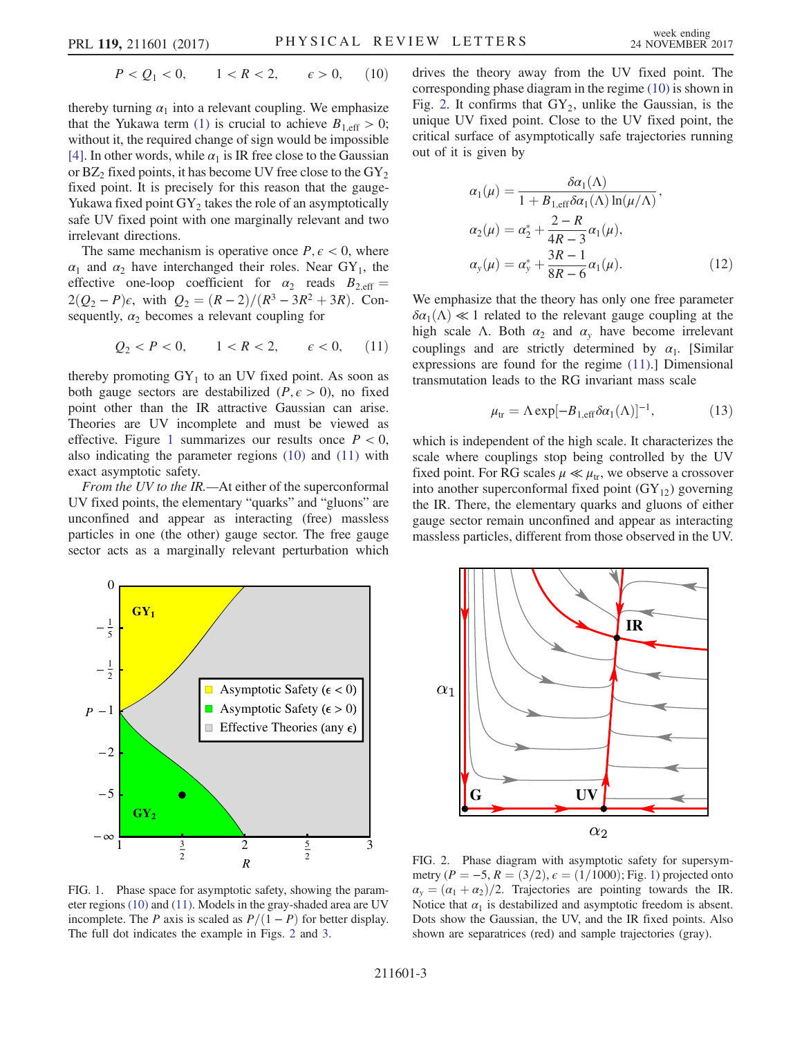$$P < Q_1 < 0, \qquad 1 < R < 2, \qquad \epsilon > 0, \qquad (10)$$

thereby turning $\alpha_1$ into a relevant coupling. We emphasize that the Yukawa term (1) is crucial to achieve $B_{1,\text{eff}} > 0$; without it, the required change of sign would be impossible [4]. In other words, while $\alpha_1$ is IR free close to the Gaussian or $BZ_2$ fixed points, it has become UV free close to the $GY_2$ fixed point. It is precisely for this reason that the gauge-Yukawa fixed point $GY_2$ takes the role of an asymptotically safe UV fixed point with one marginally relevant and two irrelevant directions.

The same mechanism is operative once $P, \epsilon < 0$, where $\alpha_1$ and $\alpha_2$ have interchanged their roles. Near $GY_1$, the effective one-loop coefficient for $\alpha_2$ reads $B_{2,\text{eff}} = 2(Q_2 - P)\epsilon$, with $Q_2 = (R-2)/(R^3 - 3R^2 + 3R)$. Consequently, $\alpha_2$ becomes a relevant coupling for

$$Q_2 < P < 0, \qquad 1 < R < 2, \qquad \epsilon < 0, \qquad (11)$$

thereby promoting $GY_1$ to an UV fixed point. As soon as both gauge sectors are destabilized ($P, \epsilon > 0$), no fixed point other than the IR attractive Gaussian can arise. Theories are UV incomplete and must be viewed as effective. Figure 1 summarizes our results once $P < 0$, also indicating the parameter regions (10) and (11) with exact asymptotic safety.

*From the UV to the IR.*—At either of the superconformal UV fixed points, the elementary "quarks" and "gluons" are unconfined and appear as interacting (free) massless particles in one (the other) gauge sector. The free gauge sector acts as a marginally relevant perturbation which drives the theory away from the UV fixed point. The corresponding phase diagram in the regime (10) is shown in Fig. 2. It confirms that $GY_2$, unlike the Gaussian, is the unique UV fixed point. Close to the UV fixed point, the critical surface of asymptotically safe trajectories running out of it is given by

$$\alpha_1(\mu) = \frac{\delta\alpha_1(\Lambda)}{1 + B_{1,\text{eff}}\delta\alpha_1(\Lambda)\ln(\mu/\Lambda)},$$
$$\alpha_2(\mu) = \alpha_2^* + \frac{2-R}{4R-3}\alpha_1(\mu),$$
$$\alpha_y(\mu) = \alpha_y^* + \frac{3R-1}{8R-6}\alpha_1(\mu). \qquad (12)$$

We emphasize that the theory has only one free parameter $\delta\alpha_1(\Lambda) \ll 1$ related to the relevant gauge coupling at the high scale $\Lambda$. Both $\alpha_2$ and $\alpha_y$ have become irrelevant couplings and are strictly determined by $\alpha_1$. [Similar expressions are found for the regime (11).] Dimensional transmutation leads to the RG invariant mass scale

$$\mu_{\text{tr}} = \Lambda \exp[-B_{1,\text{eff}}\delta\alpha_1(\Lambda)]^{-1}, \qquad (13)$$

which is independent of the high scale. It characterizes the scale where couplings stop being controlled by the UV fixed point. For RG scales $\mu \ll \mu_{\text{tr}}$, we observe a crossover into another superconformal fixed point ($GY_{12}$) governing the IR. There, the elementary quarks and gluons of either gauge sector remain unconfined and appear as interacting massless particles, different from those observed in the UV.

FIG. 1. Phase space for asymptotic safety, showing the parameter regions (10) and (11). Models in the gray-shaded area are UV incomplete. The $P$ axis is scaled as $P/(1-P)$ for better display. The full dot indicates the example in Figs. 2 and 3.

FIG. 2. Phase diagram with asymptotic safety for supersymmetry ($P = -5$, $R = (3/2)$, $\epsilon = (1/1000)$; Fig. 1) projected onto $\alpha_y = (\alpha_1 + \alpha_2)/2$. Trajectories are pointing towards the IR. Notice that $\alpha_1$ is destabilized and asymptotic freedom is absent. Dots show the Gaussian, the UV, and the IR fixed points. Also shown are separatrices (red) and sample trajectories (gray).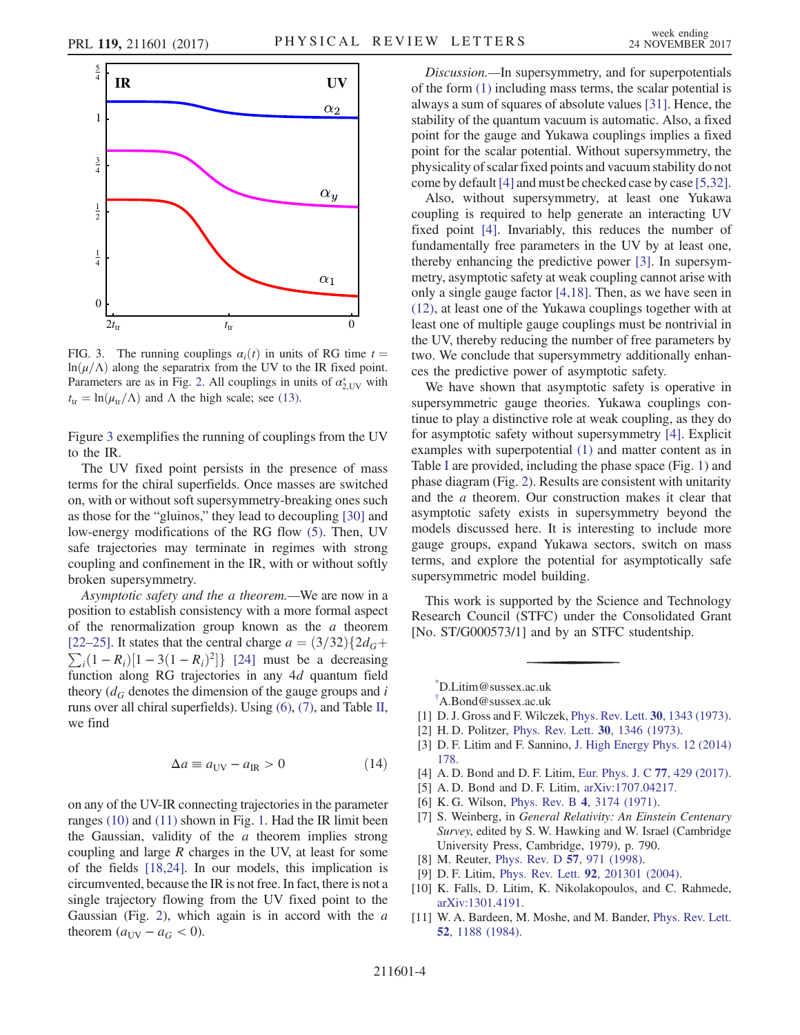FIG. 3. The running couplings $\alpha_i(t)$ in units of RG time $t = \ln(\mu/\Lambda)$ along the separatrix from the UV to the IR fixed point. Parameters are as in Fig. 2. All couplings in units of $\alpha^*_{2,\mathrm{UV}}$ with $t_{\mathrm{tr}} = \ln(\mu_{\mathrm{tr}}/\Lambda)$ and $\Lambda$ the high scale; see (13).

Figure 3 exemplifies the running of couplings from the UV to the IR.

The UV fixed point persists in the presence of mass terms for the chiral superfields. Once masses are switched on, with or without soft supersymmetry-breaking ones such as those for the "gluinos," they lead to decoupling [30] and low-energy modifications of the RG flow (5). Then, UV safe trajectories may terminate in regimes with strong coupling and confinement in the IR, with or without softly broken supersymmetry.

*Asymptotic safety and the a theorem.*—We are now in a position to establish consistency with a more formal aspect of the renormalization group known as the $a$ theorem [22–25]. It states that the central charge $a = (3/32)\{2d_G + \sum_i (1-R_i)[1-3(1-R_i)^2]\}$ [24] must be a decreasing function along RG trajectories in any $4d$ quantum field theory ($d_G$ denotes the dimension of the gauge groups and $i$ runs over all chiral superfields). Using (6), (7), and Table II, we find

$$\Delta a \equiv a_{\mathrm{UV}} - a_{\mathrm{IR}} > 0 \tag{14}$$

on any of the UV-IR connecting trajectories in the parameter ranges (10) and (11) shown in Fig. 1. Had the IR limit been the Gaussian, validity of the $a$ theorem implies strong coupling and large $R$ charges in the UV, at least for some of the fields [18,24]. In our models, this implication is circumvented, because the IR is not free. In fact, there is not a single trajectory flowing from the UV fixed point to the Gaussian (Fig. 2), which again is in accord with the $a$ theorem ($a_{\mathrm{UV}} - a_G < 0$).

*Discussion.*—In supersymmetry, and for superpotentials of the form (1) including mass terms, the scalar potential is always a sum of squares of absolute values [31]. Hence, the stability of the quantum vacuum is automatic. Also, a fixed point for the gauge and Yukawa couplings implies a fixed point for the scalar potential. Without supersymmetry, the physicality of scalar fixed points and vacuum stability do not come by default [4] and must be checked case by case [5,32].

Also, without supersymmetry, at least one Yukawa coupling is required to help generate an interacting UV fixed point [4]. Invariably, this reduces the number of fundamentally free parameters in the UV by at least one, thereby enhancing the predictive power [3]. In supersymmetry, asymptotic safety at weak coupling cannot arise with only a single gauge factor [4,18]. Then, as we have seen in (12), at least one of the Yukawa couplings together with at least one of multiple gauge couplings must be nontrivial in the UV, thereby reducing the number of free parameters by two. We conclude that supersymmetry additionally enhances the predictive power of asymptotic safety.

We have shown that asymptotic safety is operative in supersymmetric gauge theories. Yukawa couplings continue to play a distinctive role at weak coupling, as they do for asymptotic safety without supersymmetry [4]. Explicit examples with superpotential (1) and matter content as in Table I are provided, including the phase space (Fig. 1) and phase diagram (Fig. 2). Results are consistent with unitarity and the $a$ theorem. Our construction makes it clear that asymptotic safety exists in supersymmetry beyond the models discussed here. It is interesting to include more gauge groups, expand Yukawa sectors, switch on mass terms, and explore the potential for asymptotically safe supersymmetric model building.

This work is supported by the Science and Technology Research Council (STFC) under the Consolidated Grant [No. ST/G000573/1] and by an STFC studentship.

---

[*] D.Litim@sussex.ac.uk
[†] A.Bond@sussex.ac.uk

[1] D. J. Gross and F. Wilczek, Phys. Rev. Lett. **30**, 1343 (1973).
[2] H. D. Politzer, Phys. Rev. Lett. **30**, 1346 (1973).
[3] D. F. Litim and F. Sannino, J. High Energy Phys. 12 (2014) 178.
[4] A. D. Bond and D. F. Litim, Eur. Phys. J. C **77**, 429 (2017).
[5] A. D. Bond and D. F. Litim, arXiv:1707.04217.
[6] K. G. Wilson, Phys. Rev. B **4**, 3174 (1971).
[7] S. Weinberg, in *General Relativity: An Einstein Centenary Survey*, edited by S. W. Hawking and W. Israel (Cambridge University Press, Cambridge, 1979), p. 790.
[8] M. Reuter, Phys. Rev. D **57**, 971 (1998).
[9] D. F. Litim, Phys. Rev. Lett. **92**, 201301 (2004).
[10] K. Falls, D. Litim, K. Nikolakopoulos, and C. Rahmede, arXiv:1301.4191.
[11] W. A. Bardeen, M. Moshe, and M. Bander, Phys. Rev. Lett. **52**, 1188 (1984).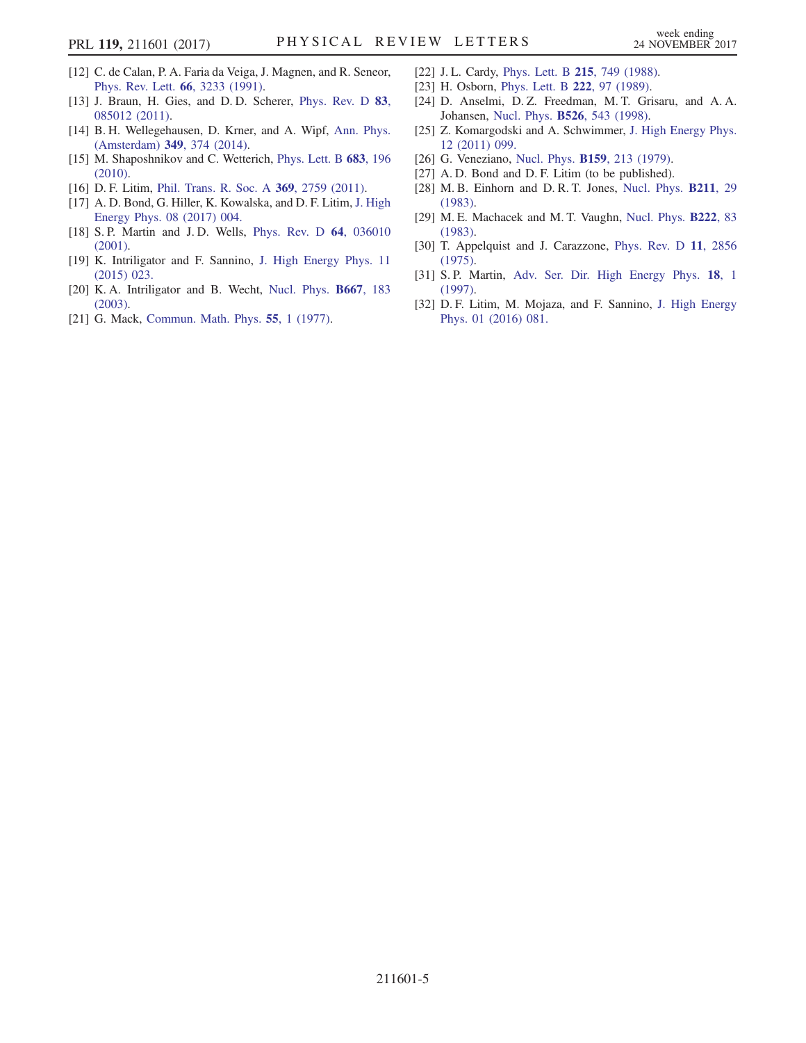[12] C. de Calan, P. A. Faria da Veiga, J. Magnen, and R. Seneor, Phys. Rev. Lett. **66**, 3233 (1991).

[13] J. Braun, H. Gies, and D. D. Scherer, Phys. Rev. D **83**, 085012 (2011).

[14] B. H. Wellegehausen, D. Krner, and A. Wipf, Ann. Phys. (Amsterdam) **349**, 374 (2014).

[15] M. Shaposhnikov and C. Wetterich, Phys. Lett. B **683**, 196 (2010).

[16] D. F. Litim, Phil. Trans. R. Soc. A **369**, 2759 (2011).

[17] A. D. Bond, G. Hiller, K. Kowalska, and D. F. Litim, J. High Energy Phys. 08 (2017) 004.

[18] S. P. Martin and J. D. Wells, Phys. Rev. D **64**, 036010 (2001).

[19] K. Intriligator and F. Sannino, J. High Energy Phys. 11 (2015) 023.

[20] K. A. Intriligator and B. Wecht, Nucl. Phys. **B667**, 183 (2003).

[21] G. Mack, Commun. Math. Phys. **55**, 1 (1977).

[22] J. L. Cardy, Phys. Lett. B **215**, 749 (1988).

[23] H. Osborn, Phys. Lett. B **222**, 97 (1989).

[24] D. Anselmi, D. Z. Freedman, M. T. Grisaru, and A. A. Johansen, Nucl. Phys. **B526**, 543 (1998).

[25] Z. Komargodski and A. Schwimmer, J. High Energy Phys. 12 (2011) 099.

[26] G. Veneziano, Nucl. Phys. **B159**, 213 (1979).

[27] A. D. Bond and D. F. Litim (to be published).

[28] M. B. Einhorn and D. R. T. Jones, Nucl. Phys. **B211**, 29 (1983).

[29] M. E. Machacek and M. T. Vaughn, Nucl. Phys. **B222**, 83 (1983).

[30] T. Appelquist and J. Carazzone, Phys. Rev. D **11**, 2856 (1975).

[31] S. P. Martin, Adv. Ser. Dir. High Energy Phys. **18**, 1 (1997).

[32] D. F. Litim, M. Mojaza, and F. Sannino, J. High Energy Phys. 01 (2016) 081.